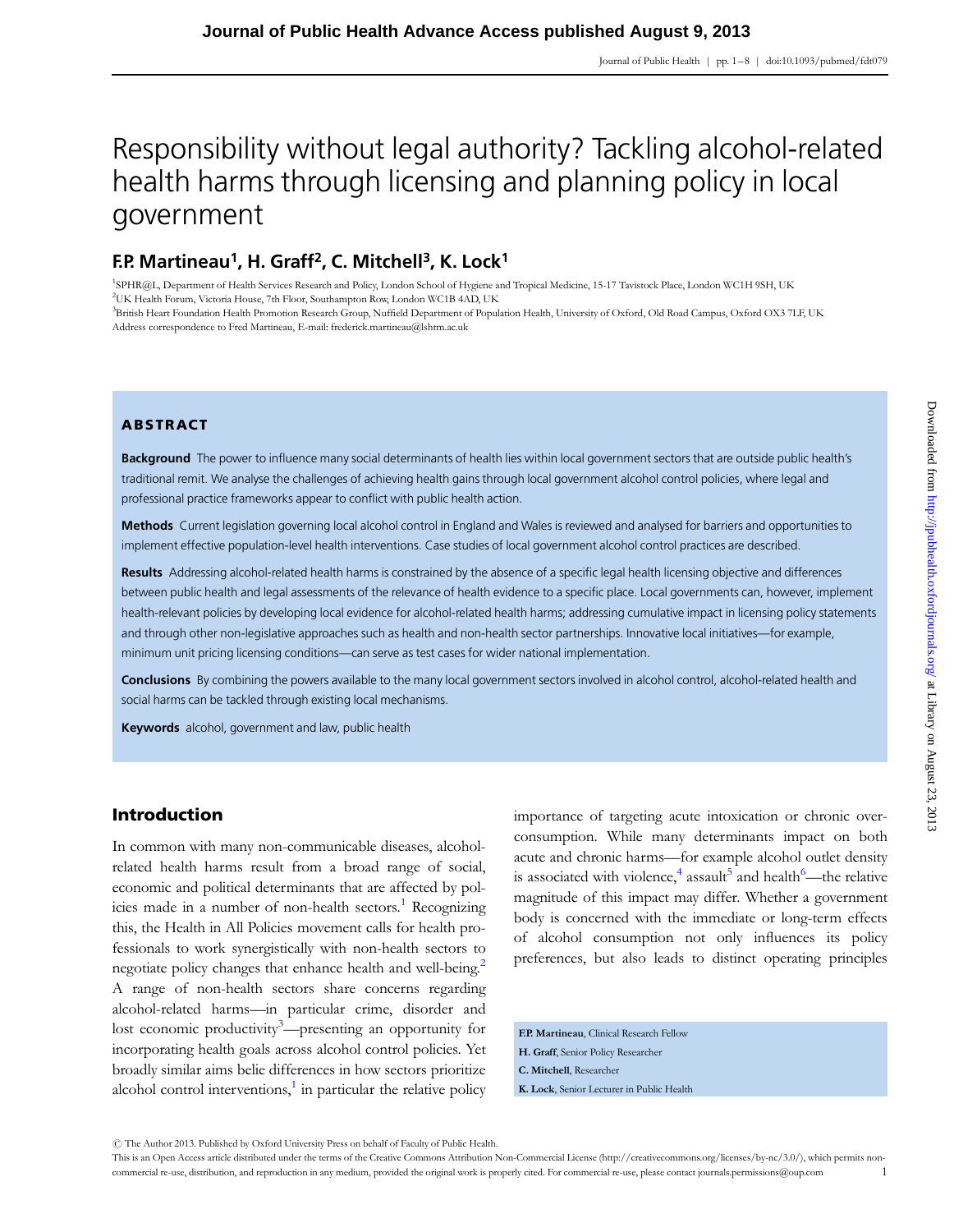# Responsibility without legal authority? Tackling alcohol-related health harms through licensing and planning policy in local government

**F.P. Martineau[1], H. Graff[2], C. Mitchell[3], K. Lock[1]**

[1]SPHR@L, Department of Health Services Research and Policy, London School of Hygiene and Tropical Medicine, 15-17 Tavistock Place, London WC1H 9SH, UK
[2]UK Health Forum, Victoria House, 7th Floor, Southampton Row, London WC1B 4AD, UK
[3]British Heart Foundation Health Promotion Research Group, Nuffield Department of Population Health, University of Oxford, Old Road Campus, Oxford OX3 7LF, UK
Address correspondence to Fred Martineau, E-mail: frederick.martineau@lshtm.ac.uk

## ABSTRACT

**Background** The power to influence many social determinants of health lies within local government sectors that are outside public health's traditional remit. We analyse the challenges of achieving health gains through local government alcohol control policies, where legal and professional practice frameworks appear to conflict with public health action.

**Methods** Current legislation governing local alcohol control in England and Wales is reviewed and analysed for barriers and opportunities to implement effective population-level health interventions. Case studies of local government alcohol control practices are described.

**Results** Addressing alcohol-related health harms is constrained by the absence of a specific legal health licensing objective and differences between public health and legal assessments of the relevance of health evidence to a specific place. Local governments can, however, implement health-relevant policies by developing local evidence for alcohol-related health harms; addressing cumulative impact in licensing policy statements and through other non-legislative approaches such as health and non-health sector partnerships. Innovative local initiatives—for example, minimum unit pricing licensing conditions—can serve as test cases for wider national implementation.

**Conclusions** By combining the powers available to the many local government sectors involved in alcohol control, alcohol-related health and social harms can be tackled through existing local mechanisms.

**Keywords** alcohol, government and law, public health

## Introduction

In common with many non-communicable diseases, alcohol-related health harms result from a broad range of social, economic and political determinants that are affected by policies made in a number of non-health sectors.[1] Recognizing this, the Health in All Policies movement calls for health professionals to work synergistically with non-health sectors to negotiate policy changes that enhance health and well-being.[2] A range of non-health sectors share concerns regarding alcohol-related harms—in particular crime, disorder and lost economic productivity[3]—presenting an opportunity for incorporating health goals across alcohol control policies. Yet broadly similar aims belie differences in how sectors prioritize alcohol control interventions,[1] in particular the relative policy importance of targeting acute intoxication or chronic over-consumption. While many determinants impact on both acute and chronic harms—for example alcohol outlet density is associated with violence,[4] assault[5] and health[6]—the relative magnitude of this impact may differ. Whether a government body is concerned with the immediate or long-term effects of alcohol consumption not only influences its policy preferences, but also leads to distinct operating principles

**F.P. Martineau**, Clinical Research Fellow
**H. Graff**, Senior Policy Researcher
**C. Mitchell**, Researcher
**K. Lock**, Senior Lecturer in Public Health

© The Author 2013. Published by Oxford University Press on behalf of Faculty of Public Health.
This is an Open Access article distributed under the terms of the Creative Commons Attribution Non-Commercial License (http://creativecommons.org/licenses/by-nc/3.0/), which permits non-commercial re-use, distribution, and reproduction in any medium, provided the original work is properly cited. For commercial re-use, please contact journals.permissions@oup.com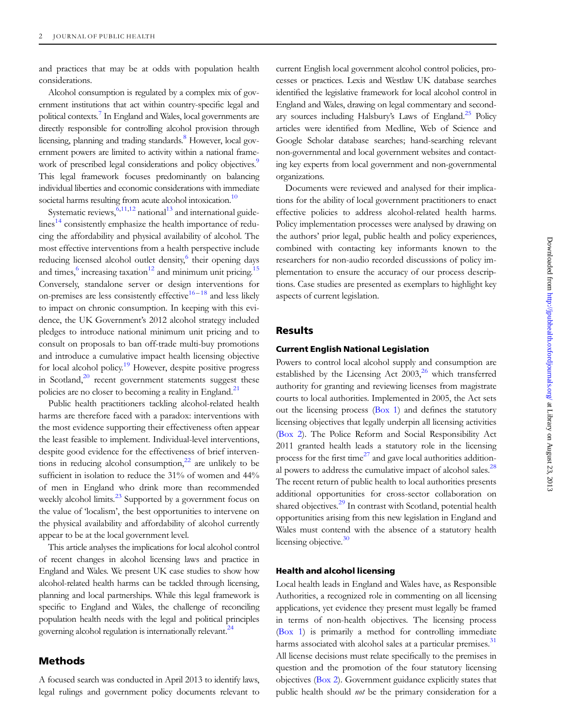and practices that may be at odds with population health considerations.

Alcohol consumption is regulated by a complex mix of government institutions that act within country-specific legal and political contexts.[7] In England and Wales, local governments are directly responsible for controlling alcohol provision through licensing, planning and trading standards.[8] However, local government powers are limited to activity within a national framework of prescribed legal considerations and policy objectives.[9] This legal framework focuses predominantly on balancing individual liberties and economic considerations with immediate societal harms resulting from acute alcohol intoxication.[10]

Systematic reviews,[6,11,12] national[13] and international guidelines[14] consistently emphasize the health importance of reducing the affordability and physical availability of alcohol. The most effective interventions from a health perspective include reducing licensed alcohol outlet density,[6] their opening days and times,[6] increasing taxation[12] and minimum unit pricing.[15] Conversely, standalone server or design interventions for on-premises are less consistently effective[16–18] and less likely to impact on chronic consumption. In keeping with this evidence, the UK Government's 2012 alcohol strategy included pledges to introduce national minimum unit pricing and to consult on proposals to ban off-trade multi-buy promotions and introduce a cumulative impact health licensing objective for local alcohol policy.[19] However, despite positive progress in Scotland,[20] recent government statements suggest these policies are no closer to becoming a reality in England.[21]

Public health practitioners tackling alcohol-related health harms are therefore faced with a paradox: interventions with the most evidence supporting their effectiveness often appear the least feasible to implement. Individual-level interventions, despite good evidence for the effectiveness of brief interventions in reducing alcohol consumption,[22] are unlikely to be sufficient in isolation to reduce the 31% of women and 44% of men in England who drink more than recommended weekly alcohol limits.[23] Supported by a government focus on the value of 'localism', the best opportunities to intervene on the physical availability and affordability of alcohol currently appear to be at the local government level.

This article analyses the implications for local alcohol control of recent changes in alcohol licensing laws and practice in England and Wales. We present UK case studies to show how alcohol-related health harms can be tackled through licensing, planning and local partnerships. While this legal framework is specific to England and Wales, the challenge of reconciling population health needs with the legal and political principles governing alcohol regulation is internationally relevant.[24]

## Methods

A focused search was conducted in April 2013 to identify laws, legal rulings and government policy documents relevant to current English local government alcohol control policies, processes or practices. Lexis and Westlaw UK database searches identified the legislative framework for local alcohol control in England and Wales, drawing on legal commentary and secondary sources including Halsbury's Laws of England.[25] Policy articles were identified from Medline, Web of Science and Google Scholar database searches; hand-searching relevant non-governmental and local government websites and contacting key experts from local government and non-governmental organizations.

Documents were reviewed and analysed for their implications for the ability of local government practitioners to enact effective policies to address alcohol-related health harms. Policy implementation processes were analysed by drawing on the authors' prior legal, public health and policy experiences, combined with contacting key informants known to the researchers for non-audio recorded discussions of policy implementation to ensure the accuracy of our process descriptions. Case studies are presented as exemplars to highlight key aspects of current legislation.

## Results

### Current English National Legislation

Powers to control local alcohol supply and consumption are established by the Licensing Act 2003,[26] which transferred authority for granting and reviewing licenses from magistrate courts to local authorities. Implemented in 2005, the Act sets out the licensing process (Box 1) and defines the statutory licensing objectives that legally underpin all licensing activities (Box 2). The Police Reform and Social Responsibility Act 2011 granted health leads a statutory role in the licensing process for the first time[27] and gave local authorities additional powers to address the cumulative impact of alcohol sales.[28] The recent return of public health to local authorities presents additional opportunities for cross-sector collaboration on shared objectives.[29] In contrast with Scotland, potential health opportunities arising from this new legislation in England and Wales must contend with the absence of a statutory health licensing objective.[30]

### Health and alcohol licensing

Local health leads in England and Wales have, as Responsible Authorities, a recognized role in commenting on all licensing applications, yet evidence they present must legally be framed in terms of non-health objectives. The licensing process (Box 1) is primarily a method for controlling immediate harms associated with alcohol sales at a particular premises.[31] All license decisions must relate specifically to the premises in question and the promotion of the four statutory licensing objectives (Box 2). Government guidance explicitly states that public health should *not* be the primary consideration for a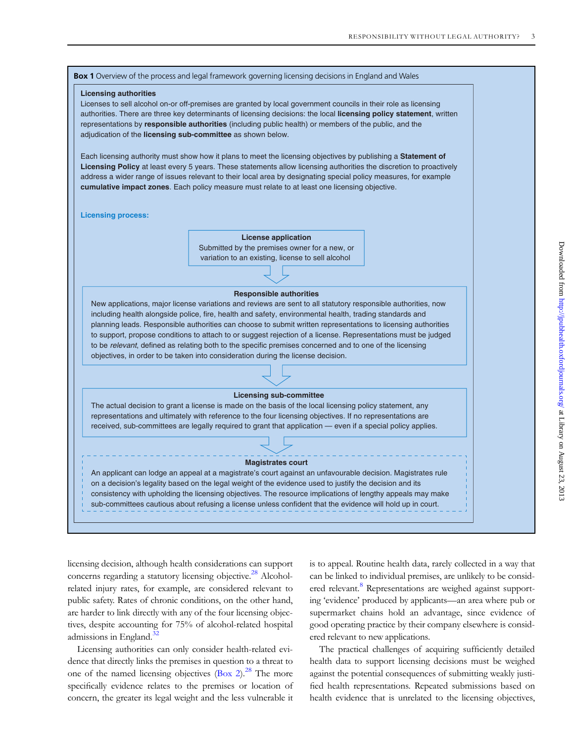**Box 1** Overview of the process and legal framework governing licensing decisions in England and Wales

**Licensing authorities**

Licenses to sell alcohol on-or off-premises are granted by local government councils in their role as licensing authorities. There are three key determinants of licensing decisions: the local **licensing policy statement**, written representations by **responsible authorities** (including public health) or members of the public, and the adjudication of the **licensing sub-committee** as shown below.

Each licensing authority must show how it plans to meet the licensing objectives by publishing a **Statement of Licensing Policy** at least every 5 years. These statements allow licensing authorities the discretion to proactively address a wider range of issues relevant to their local area by designating special policy measures, for example **cumulative impact zones**. Each policy measure must relate to at least one licensing objective.

**Licensing process:**

**License application**
Submitted by the premises owner for a new, or variation to an existing, license to sell alcohol

↓

**Responsible authorities**
New applications, major license variations and reviews are sent to all statutory responsible authorities, now including health alongside police, fire, health and safety, environmental health, trading standards and planning leads. Responsible authorities can choose to submit written representations to licensing authorities to support, propose conditions to attach to or suggest rejection of a license. Representations must be judged to be *relevant*, defined as relating both to the specific premises concerned and to one of the licensing objectives, in order to be taken into consideration during the license decision.

↓

**Licensing sub-committee**
The actual decision to grant a license is made on the basis of the local licensing policy statement, any representations and ultimately with reference to the four licensing objectives. If no representations are received, sub-committees are legally required to grant that application — even if a special policy applies.

↓

**Magistrates court**
An applicant can lodge an appeal at a magistrate's court against an unfavourable decision. Magistrates rule on a decision's legality based on the legal weight of the evidence used to justify the decision and its consistency with upholding the licensing objectives. The resource implications of lengthy appeals may make sub-committees cautious about refusing a license unless confident that the evidence will hold up in court.

licensing decision, although health considerations can support concerns regarding a statutory licensing objective.[28] Alcohol-related injury rates, for example, are considered relevant to public safety. Rates of chronic conditions, on the other hand, are harder to link directly with any of the four licensing objectives, despite accounting for 75% of alcohol-related hospital admissions in England.[32]

Licensing authorities can only consider health-related evidence that directly links the premises in question to a threat to one of the named licensing objectives (Box 2).[28] The more specifically evidence relates to the premises or location of concern, the greater its legal weight and the less vulnerable it is to appeal. Routine health data, rarely collected in a way that can be linked to individual premises, are unlikely to be considered relevant.[8] Representations are weighed against supporting 'evidence' produced by applicants—an area where pub or supermarket chains hold an advantage, since evidence of good operating practice by their company elsewhere is considered relevant to new applications.

The practical challenges of acquiring sufficiently detailed health data to support licensing decisions must be weighed against the potential consequences of submitting weakly justified health representations. Repeated submissions based on health evidence that is unrelated to the licensing objectives,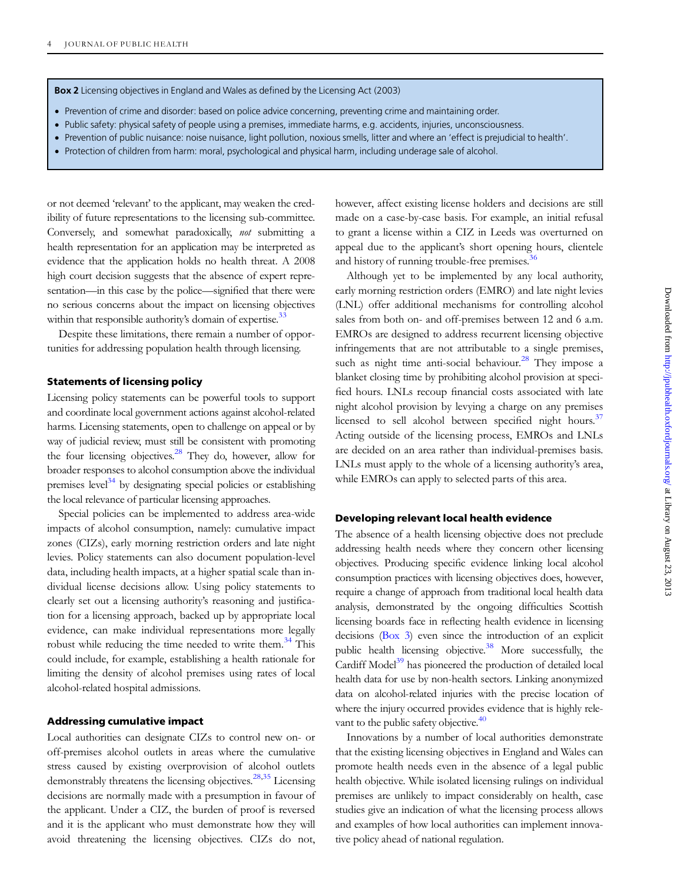**Box 2** Licensing objectives in England and Wales as defined by the Licensing Act (2003)

- Prevention of crime and disorder: based on police advice concerning, preventing crime and maintaining order.
- Public safety: physical safety of people using a premises, immediate harms, e.g. accidents, injuries, unconsciousness.
- Prevention of public nuisance: noise nuisance, light pollution, noxious smells, litter and where an 'effect is prejudicial to health'.
- Protection of children from harm: moral, psychological and physical harm, including underage sale of alcohol.

or not deemed 'relevant' to the applicant, may weaken the credibility of future representations to the licensing sub-committee. Conversely, and somewhat paradoxically, *not* submitting a health representation for an application may be interpreted as evidence that the application holds no health threat. A 2008 high court decision suggests that the absence of expert representation—in this case by the police—signified that there were no serious concerns about the impact on licensing objectives within that responsible authority's domain of expertise.[33]

Despite these limitations, there remain a number of opportunities for addressing population health through licensing.

### Statements of licensing policy

Licensing policy statements can be powerful tools to support and coordinate local government actions against alcohol-related harms. Licensing statements, open to challenge on appeal or by way of judicial review, must still be consistent with promoting the four licensing objectives.[28] They do, however, allow for broader responses to alcohol consumption above the individual premises level[34] by designating special policies or establishing the local relevance of particular licensing approaches.

Special policies can be implemented to address area-wide impacts of alcohol consumption, namely: cumulative impact zones (CIZs), early morning restriction orders and late night levies. Policy statements can also document population-level data, including health impacts, at a higher spatial scale than individual license decisions allow. Using policy statements to clearly set out a licensing authority's reasoning and justification for a licensing approach, backed up by appropriate local evidence, can make individual representations more legally robust while reducing the time needed to write them.[34] This could include, for example, establishing a health rationale for limiting the density of alcohol premises using rates of local alcohol-related hospital admissions.

### Addressing cumulative impact

Local authorities can designate CIZs to control new on- or off-premises alcohol outlets in areas where the cumulative stress caused by existing overprovision of alcohol outlets demonstrably threatens the licensing objectives.[28,35] Licensing decisions are normally made with a presumption in favour of the applicant. Under a CIZ, the burden of proof is reversed and it is the applicant who must demonstrate how they will avoid threatening the licensing objectives. CIZs do not, however, affect existing license holders and decisions are still made on a case-by-case basis. For example, an initial refusal to grant a license within a CIZ in Leeds was overturned on appeal due to the applicant's short opening hours, clientele and history of running trouble-free premises.[36]

Although yet to be implemented by any local authority, early morning restriction orders (EMRO) and late night levies (LNL) offer additional mechanisms for controlling alcohol sales from both on- and off-premises between 12 and 6 a.m. EMROs are designed to address recurrent licensing objective infringements that are not attributable to a single premises, such as night time anti-social behaviour.[28] They impose a blanket closing time by prohibiting alcohol provision at specified hours. LNLs recoup financial costs associated with late night alcohol provision by levying a charge on any premises licensed to sell alcohol between specified night hours.[37] Acting outside of the licensing process, EMROs and LNLs are decided on an area rather than individual-premises basis. LNLs must apply to the whole of a licensing authority's area, while EMROs can apply to selected parts of this area.

### Developing relevant local health evidence

The absence of a health licensing objective does not preclude addressing health needs where they concern other licensing objectives. Producing specific evidence linking local alcohol consumption practices with licensing objectives does, however, require a change of approach from traditional local health data analysis, demonstrated by the ongoing difficulties Scottish licensing boards face in reflecting health evidence in licensing decisions (Box 3) even since the introduction of an explicit public health licensing objective.[38] More successfully, the Cardiff Model[39] has pioneered the production of detailed local health data for use by non-health sectors. Linking anonymized data on alcohol-related injuries with the precise location of where the injury occurred provides evidence that is highly relevant to the public safety objective.[40]

Innovations by a number of local authorities demonstrate that the existing licensing objectives in England and Wales can promote health needs even in the absence of a legal public health objective. While isolated licensing rulings on individual premises are unlikely to impact considerably on health, case studies give an indication of what the licensing process allows and examples of how local authorities can implement innovative policy ahead of national regulation.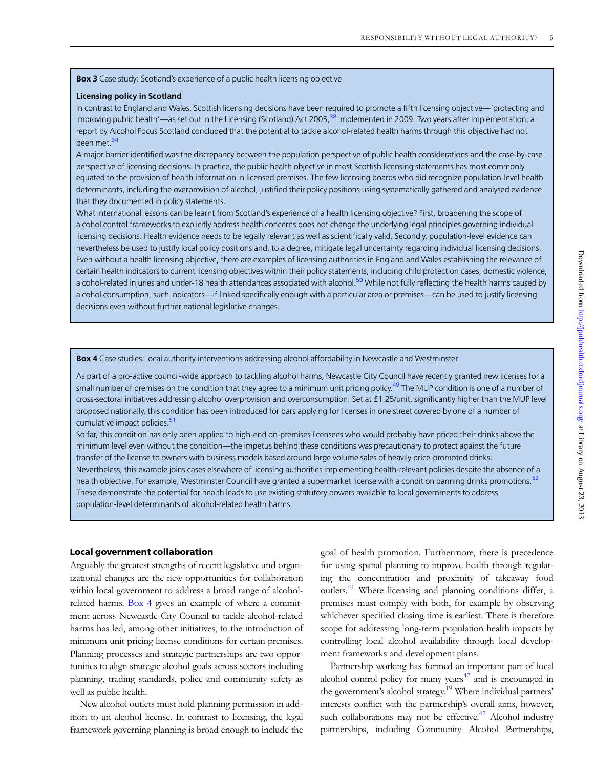**Box 3** Case study: Scotland's experience of a public health licensing objective

**Licensing policy in Scotland**

In contrast to England and Wales, Scottish licensing decisions have been required to promote a fifth licensing objective—'protecting and improving public health'—as set out in the Licensing (Scotland) Act 2005,[38] implemented in 2009. Two years after implementation, a report by Alcohol Focus Scotland concluded that the potential to tackle alcohol-related health harms through this objective had not been met.[34]

A major barrier identified was the discrepancy between the population perspective of public health considerations and the case-by-case perspective of licensing decisions. In practice, the public health objective in most Scottish licensing statements has most commonly equated to the provision of health information in licensed premises. The few licensing boards who did recognize population-level health determinants, including the overprovision of alcohol, justified their policy positions using systematically gathered and analysed evidence that they documented in policy statements.

What international lessons can be learnt from Scotland's experience of a health licensing objective? First, broadening the scope of alcohol control frameworks to explicitly address health concerns does not change the underlying legal principles governing individual licensing decisions. Health evidence needs to be legally relevant as well as scientifically valid. Secondly, population-level evidence can nevertheless be used to justify local policy positions and, to a degree, mitigate legal uncertainty regarding individual licensing decisions.

Even without a health licensing objective, there are examples of licensing authorities in England and Wales establishing the relevance of certain health indicators to current licensing objectives within their policy statements, including child protection cases, domestic violence, alcohol-related injuries and under-18 health attendances associated with alcohol.[50] While not fully reflecting the health harms caused by alcohol consumption, such indicators—if linked specifically enough with a particular area or premises—can be used to justify licensing decisions even without further national legislative changes.

**Box 4** Case studies: local authority interventions addressing alcohol affordability in Newcastle and Westminster

As part of a pro-active council-wide approach to tackling alcohol harms, Newcastle City Council have recently granted new licenses for a small number of premises on the condition that they agree to a minimum unit pricing policy.[49] The MUP condition is one of a number of cross-sectoral initiatives addressing alcohol overprovision and overconsumption. Set at £1.25/unit, significantly higher than the MUP level proposed nationally, this condition has been introduced for bars applying for licenses in one street covered by one of a number of cumulative impact policies.[51]

So far, this condition has only been applied to high-end on-premises licensees who would probably have priced their drinks above the minimum level even without the condition—the impetus behind these conditions was precautionary to protect against the future transfer of the license to owners with business models based around large volume sales of heavily price-promoted drinks.

Nevertheless, this example joins cases elsewhere of licensing authorities implementing health-relevant policies despite the absence of a health objective. For example, Westminster Council have granted a supermarket license with a condition banning drinks promotions.[52] These demonstrate the potential for health leads to use existing statutory powers available to local governments to address population-level determinants of alcohol-related health harms.

## Local government collaboration

Arguably the greatest strengths of recent legislative and organizational changes are the new opportunities for collaboration within local government to address a broad range of alcohol-related harms. Box 4 gives an example of where a commitment across Newcastle City Council to tackle alcohol-related harms has led, among other initiatives, to the introduction of minimum unit pricing license conditions for certain premises. Planning processes and strategic partnerships are two opportunities to align strategic alcohol goals across sectors including planning, trading standards, police and community safety as well as public health.

New alcohol outlets must hold planning permission in addition to an alcohol license. In contrast to licensing, the legal framework governing planning is broad enough to include the goal of health promotion. Furthermore, there is precedence for using spatial planning to improve health through regulating the concentration and proximity of takeaway food outlets.[41] Where licensing and planning conditions differ, a premises must comply with both, for example by observing whichever specified closing time is earliest. There is therefore scope for addressing long-term population health impacts by controlling local alcohol availability through local development frameworks and development plans.

Partnership working has formed an important part of local alcohol control policy for many years[42] and is encouraged in the government's alcohol strategy.[19] Where individual partners' interests conflict with the partnership's overall aims, however, such collaborations may not be effective.[42] Alcohol industry partnerships, including Community Alcohol Partnerships,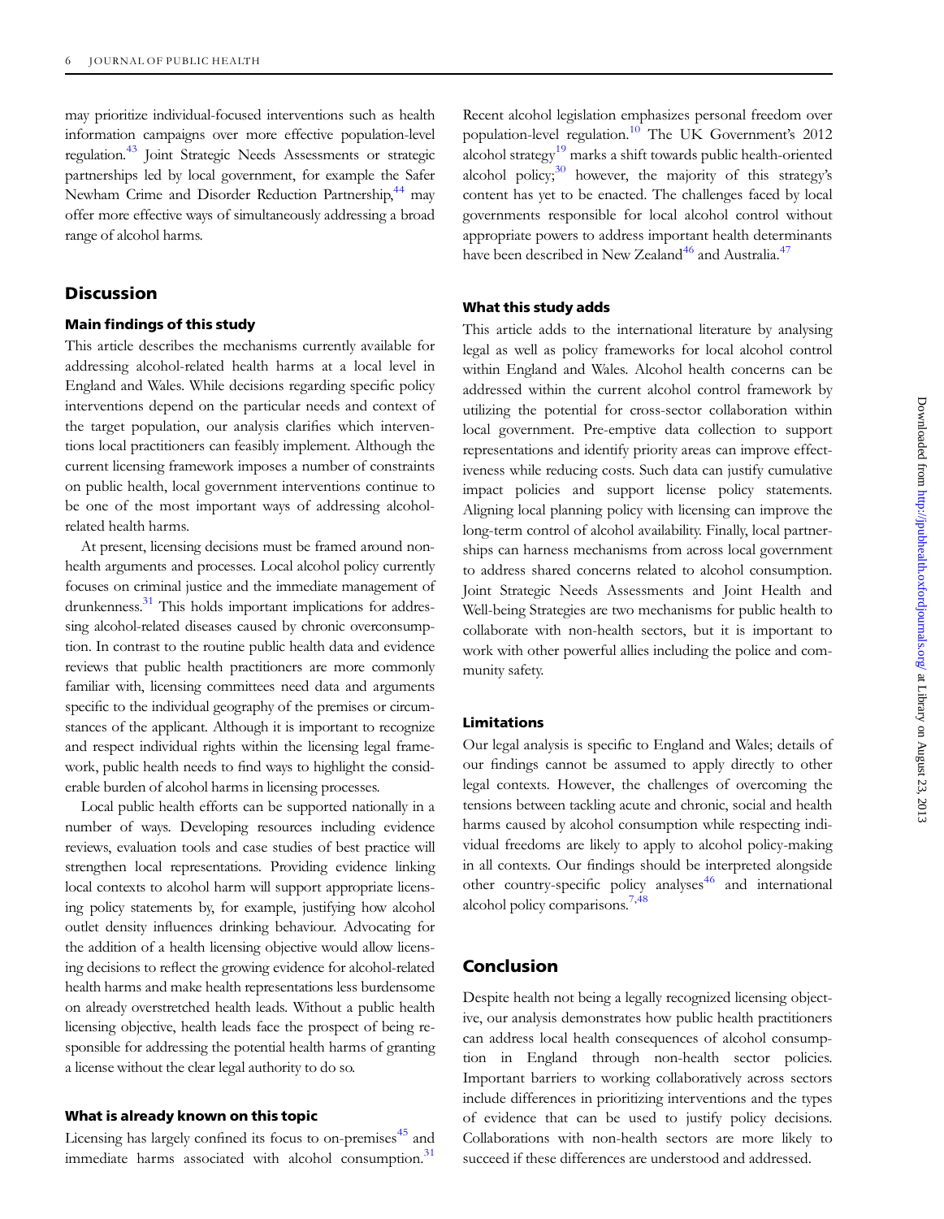may prioritize individual-focused interventions such as health information campaigns over more effective population-level regulation.[43] Joint Strategic Needs Assessments or strategic partnerships led by local government, for example the Safer Newham Crime and Disorder Reduction Partnership,[44] may offer more effective ways of simultaneously addressing a broad range of alcohol harms.

## Discussion

### Main findings of this study

This article describes the mechanisms currently available for addressing alcohol-related health harms at a local level in England and Wales. While decisions regarding specific policy interventions depend on the particular needs and context of the target population, our analysis clarifies which interventions local practitioners can feasibly implement. Although the current licensing framework imposes a number of constraints on public health, local government interventions continue to be one of the most important ways of addressing alcohol-related health harms.

At present, licensing decisions must be framed around non-health arguments and processes. Local alcohol policy currently focuses on criminal justice and the immediate management of drunkenness.[31] This holds important implications for addressing alcohol-related diseases caused by chronic overconsumption. In contrast to the routine public health data and evidence reviews that public health practitioners are more commonly familiar with, licensing committees need data and arguments specific to the individual geography of the premises or circumstances of the applicant. Although it is important to recognize and respect individual rights within the licensing legal framework, public health needs to find ways to highlight the considerable burden of alcohol harms in licensing processes.

Local public health efforts can be supported nationally in a number of ways. Developing resources including evidence reviews, evaluation tools and case studies of best practice will strengthen local representations. Providing evidence linking local contexts to alcohol harm will support appropriate licensing policy statements by, for example, justifying how alcohol outlet density influences drinking behaviour. Advocating for the addition of a health licensing objective would allow licensing decisions to reflect the growing evidence for alcohol-related health harms and make health representations less burdensome on already overstretched health leads. Without a public health licensing objective, health leads face the prospect of being responsible for addressing the potential health harms of granting a license without the clear legal authority to do so.

### What is already known on this topic

Licensing has largely confined its focus to on-premises[45] and immediate harms associated with alcohol consumption.[31] Recent alcohol legislation emphasizes personal freedom over population-level regulation.[10] The UK Government's 2012 alcohol strategy[19] marks a shift towards public health-oriented alcohol policy;[30] however, the majority of this strategy's content has yet to be enacted. The challenges faced by local governments responsible for local alcohol control without appropriate powers to address important health determinants have been described in New Zealand[46] and Australia.[47]

### What this study adds

This article adds to the international literature by analysing legal as well as policy frameworks for local alcohol control within England and Wales. Alcohol health concerns can be addressed within the current alcohol control framework by utilizing the potential for cross-sector collaboration within local government. Pre-emptive data collection to support representations and identify priority areas can improve effectiveness while reducing costs. Such data can justify cumulative impact policies and support license policy statements. Aligning local planning policy with licensing can improve the long-term control of alcohol availability. Finally, local partnerships can harness mechanisms from across local government to address shared concerns related to alcohol consumption. Joint Strategic Needs Assessments and Joint Health and Well-being Strategies are two mechanisms for public health to collaborate with non-health sectors, but it is important to work with other powerful allies including the police and community safety.

### Limitations

Our legal analysis is specific to England and Wales; details of our findings cannot be assumed to apply directly to other legal contexts. However, the challenges of overcoming the tensions between tackling acute and chronic, social and health harms caused by alcohol consumption while respecting individual freedoms are likely to apply to alcohol policy-making in all contexts. Our findings should be interpreted alongside other country-specific policy analyses[46] and international alcohol policy comparisons.[7,48]

## Conclusion

Despite health not being a legally recognized licensing objective, our analysis demonstrates how public health practitioners can address local health consequences of alcohol consumption in England through non-health sector policies. Important barriers to working collaboratively across sectors include differences in prioritizing interventions and the types of evidence that can be used to justify policy decisions. Collaborations with non-health sectors are more likely to succeed if these differences are understood and addressed.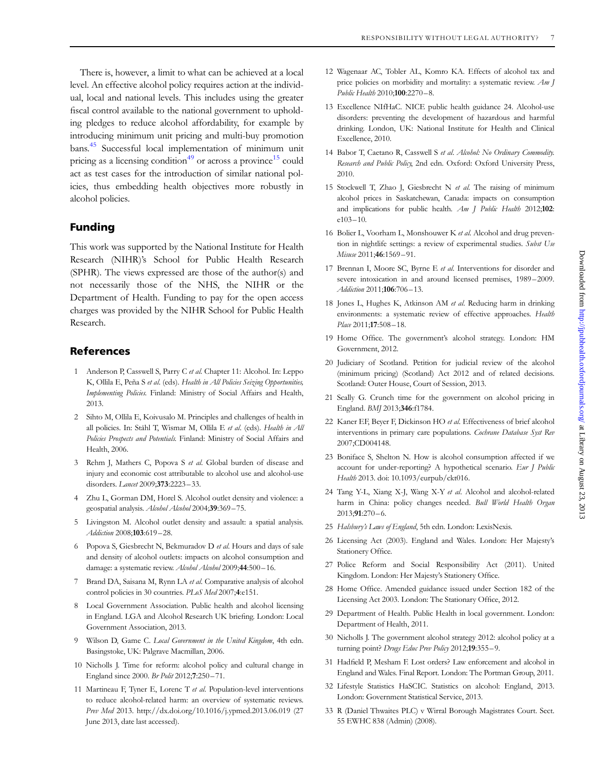There is, however, a limit to what can be achieved at a local level. An effective alcohol policy requires action at the individual, local and national levels. This includes using the greater fiscal control available to the national government to upholding pledges to reduce alcohol affordability, for example by introducing minimum unit pricing and multi-buy promotion bans.[45] Successful local implementation of minimum unit pricing as a licensing condition[49] or across a province[15] could act as test cases for the introduction of similar national policies, thus embedding health objectives more robustly in alcohol policies.

## Funding

This work was supported by the National Institute for Health Research (NIHR)'s School for Public Health Research (SPHR). The views expressed are those of the author(s) and not necessarily those of the NHS, the NIHR or the Department of Health. Funding to pay for the open access charges was provided by the NIHR School for Public Health Research.

## References

1. Anderson P, Casswell S, Parry C *et al.* Chapter 11: Alcohol. In: Leppo K, Ollila E, Peña S *et al.* (eds). *Health in All Policies Seizing Opportunities, Implementing Policies.* Finland: Ministry of Social Affairs and Health, 2013.
2. Sihto M, Ollila E, Koivusalo M. Principles and challenges of health in all policies. In: Ståhl T, Wismar M, Ollila E *et al.* (eds). *Health in All Policies Prospects and Potentials.* Finland: Ministry of Social Affairs and Health, 2006.
3. Rehm J, Mathers C, Popova S *et al.* Global burden of disease and injury and economic cost attributable to alcohol use and alcohol-use disorders. *Lancet* 2009;**373**:2223–33.
4. Zhu L, Gorman DM, Horel S. Alcohol outlet density and violence: a geospatial analysis. *Alcohol Alcohol* 2004;**39**:369–75.
5. Livingston M. Alcohol outlet density and assault: a spatial analysis. *Addiction* 2008;**103**:619–28.
6. Popova S, Giesbrecht N, Bekmuradov D *et al.* Hours and days of sale and density of alcohol outlets: impacts on alcohol consumption and damage: a systematic review. *Alcohol Alcohol* 2009;**44**:500–16.
7. Brand DA, Saisana M, Rynn LA *et al.* Comparative analysis of alcohol control policies in 30 countries. *PLoS Med* 2007;**4**:e151.
8. Local Government Association. Public health and alcohol licensing in England. LGA and Alcohol Research UK briefing. London: Local Government Association, 2013.
9. Wilson D, Game C. *Local Government in the United Kingdom*, 4th edn. Basingstoke, UK: Palgrave Macmillan, 2006.
10. Nicholls J. Time for reform: alcohol policy and cultural change in England since 2000. *Br Polit* 2012;**7**:250–71.
11. Martineau F, Tyner E, Lorenc T *et al.* Population-level interventions to reduce alcohol-related harm: an overview of systematic reviews. *Prev Med* 2013. http://dx.doi.org/10.1016/j.ypmed.2013.06.019 (27 June 2013, date last accessed).
12. Wagenaar AC, Tobler AL, Komro KA. Effects of alcohol tax and price policies on morbidity and mortality: a systematic review. *Am J Public Health* 2010;**100**:2270–8.
13. Excellence NIfHaC. NICE public health guidance 24. Alcohol-use disorders: preventing the development of hazardous and harmful drinking. London, UK: National Institute for Health and Clinical Excellence, 2010.
14. Babor T, Caetano R, Casswell S *et al. Alcohol: No Ordinary Commodity. Research and Public Policy*, 2nd edn. Oxford: Oxford University Press, 2010.
15. Stockwell T, Zhao J, Giesbrecht N *et al.* The raising of minimum alcohol prices in Saskatchewan, Canada: impacts on consumption and implications for public health. *Am J Public Health* 2012;**102**: e103–10.
16. Bolier L, Voorham L, Monshouwer K *et al.* Alcohol and drug prevention in nightlife settings: a review of experimental studies. *Subst Use Misuse* 2011;**46**:1569–91.
17. Brennan I, Moore SC, Byrne E *et al.* Interventions for disorder and severe intoxication in and around licensed premises, 1989–2009. *Addiction* 2011;**106**:706–13.
18. Jones L, Hughes K, Atkinson AM *et al.* Reducing harm in drinking environments: a systematic review of effective approaches. *Health Place* 2011;**17**:508–18.
19. Home Office. The government's alcohol strategy. London: HM Government, 2012.
20. Judiciary of Scotland. Petition for judicial review of the alcohol (minimum pricing) (Scotland) Act 2012 and of related decisions. Scotland: Outer House, Court of Session, 2013.
21. Scally G. Crunch time for the government on alcohol pricing in England. *BMJ* 2013;**346**:f1784.
22. Kaner EF, Beyer F, Dickinson HO *et al.* Effectiveness of brief alcohol interventions in primary care populations. *Cochrane Database Syst Rev* 2007;CD004148.
23. Boniface S, Shelton N. How is alcohol consumption affected if we account for under-reporting? A hypothetical scenario. *Eur J Public Health* 2013. doi: 10.1093/eurpub/ckt016.
24. Tang Y-L, Xiang X-J, Wang X-Y *et al.* Alcohol and alcohol-related harm in China: policy changes needed. *Bull World Health Organ* 2013;**91**:270–6.
25. *Halsbury's Laws of England*, 5th edn. London: LexisNexis.
26. Licensing Act (2003). England and Wales. London: Her Majesty's Stationery Office.
27. Police Reform and Social Responsibility Act (2011). United Kingdom. London: Her Majesty's Stationery Office.
28. Home Office. Amended guidance issued under Section 182 of the Licensing Act 2003. London: The Stationary Office, 2012.
29. Department of Health. Public Health in local government. London: Department of Health, 2011.
30. Nicholls J. The government alcohol strategy 2012: alcohol policy at a turning point? *Drugs Educ Prev Policy* 2012;**19**:355–9.
31. Hadfield P, Mesham F. Lost orders? Law enforcement and alcohol in England and Wales. Final Report. London: The Portman Group, 2011.
32. Lifestyle Statistics HaSCIC. Statistics on alcohol: England, 2013. London: Government Statistical Service, 2013.
33. R (Daniel Thwaites PLC) v Wirral Borough Magistrates Court. Sect. 55 EWHC 838 (Admin) (2008).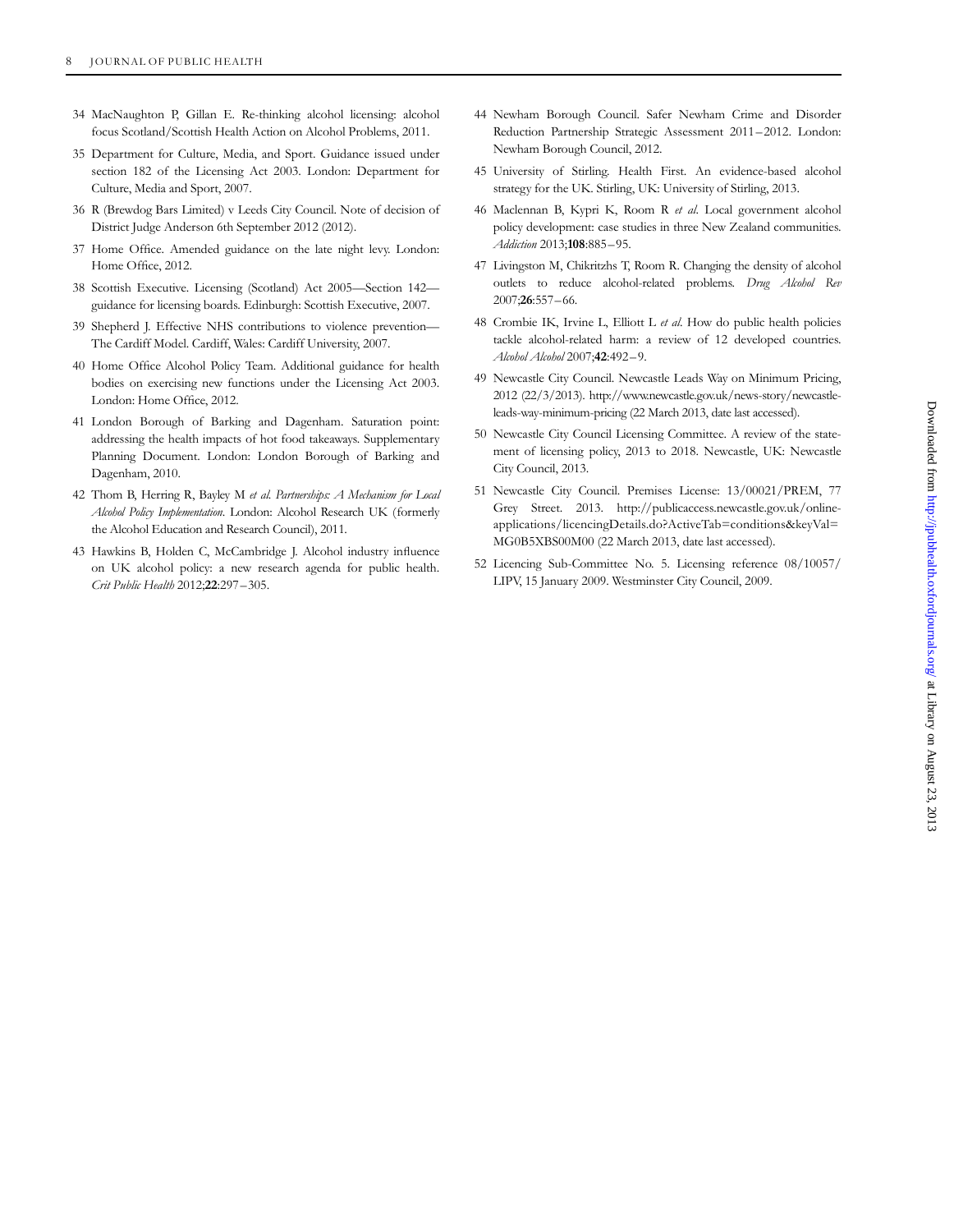34 MacNaughton P, Gillan E. Re-thinking alcohol licensing: alcohol focus Scotland/Scottish Health Action on Alcohol Problems, 2011.

35 Department for Culture, Media, and Sport. Guidance issued under section 182 of the Licensing Act 2003. London: Department for Culture, Media and Sport, 2007.

36 R (Brewdog Bars Limited) v Leeds City Council. Note of decision of District Judge Anderson 6th September 2012 (2012).

37 Home Office. Amended guidance on the late night levy. London: Home Office, 2012.

38 Scottish Executive. Licensing (Scotland) Act 2005—Section 142—guidance for licensing boards. Edinburgh: Scottish Executive, 2007.

39 Shepherd J. Effective NHS contributions to violence prevention—The Cardiff Model. Cardiff, Wales: Cardiff University, 2007.

40 Home Office Alcohol Policy Team. Additional guidance for health bodies on exercising new functions under the Licensing Act 2003. London: Home Office, 2012.

41 London Borough of Barking and Dagenham. Saturation point: addressing the health impacts of hot food takeaways. Supplementary Planning Document. London: London Borough of Barking and Dagenham, 2010.

42 Thom B, Herring R, Bayley M *et al*. *Partnerships: A Mechanism for Local Alcohol Policy Implementation*. London: Alcohol Research UK (formerly the Alcohol Education and Research Council), 2011.

43 Hawkins B, Holden C, McCambridge J. Alcohol industry influence on UK alcohol policy: a new research agenda for public health. *Crit Public Health* 2012;**22**:297–305.

44 Newham Borough Council. Safer Newham Crime and Disorder Reduction Partnership Strategic Assessment 2011–2012. London: Newham Borough Council, 2012.

45 University of Stirling. Health First. An evidence-based alcohol strategy for the UK. Stirling, UK: University of Stirling, 2013.

46 Maclennan B, Kypri K, Room R *et al*. Local government alcohol policy development: case studies in three New Zealand communities. *Addiction* 2013;**108**:885–95.

47 Livingston M, Chikritzhs T, Room R. Changing the density of alcohol outlets to reduce alcohol-related problems. *Drug Alcohol Rev* 2007;**26**:557–66.

48 Crombie IK, Irvine L, Elliott L *et al*. How do public health policies tackle alcohol-related harm: a review of 12 developed countries. *Alcohol Alcohol* 2007;**42**:492–9.

49 Newcastle City Council. Newcastle Leads Way on Minimum Pricing, 2012 (22/3/2013). http://www.newcastle.gov.uk/news-story/newcastle-leads-way-minimum-pricing (22 March 2013, date last accessed).

50 Newcastle City Council Licensing Committee. A review of the statement of licensing policy, 2013 to 2018. Newcastle, UK: Newcastle City Council, 2013.

51 Newcastle City Council. Premises License: 13/00021/PREM, 77 Grey Street. 2013. http://publicaccess.newcastle.gov.uk/online-applications/licencingDetails.do?ActiveTab=conditions&keyVal=MG0B5XBS00M00 (22 March 2013, date last accessed).

52 Licencing Sub-Committee No. 5. Licensing reference 08/10057/LIPV, 15 January 2009. Westminster City Council, 2009.